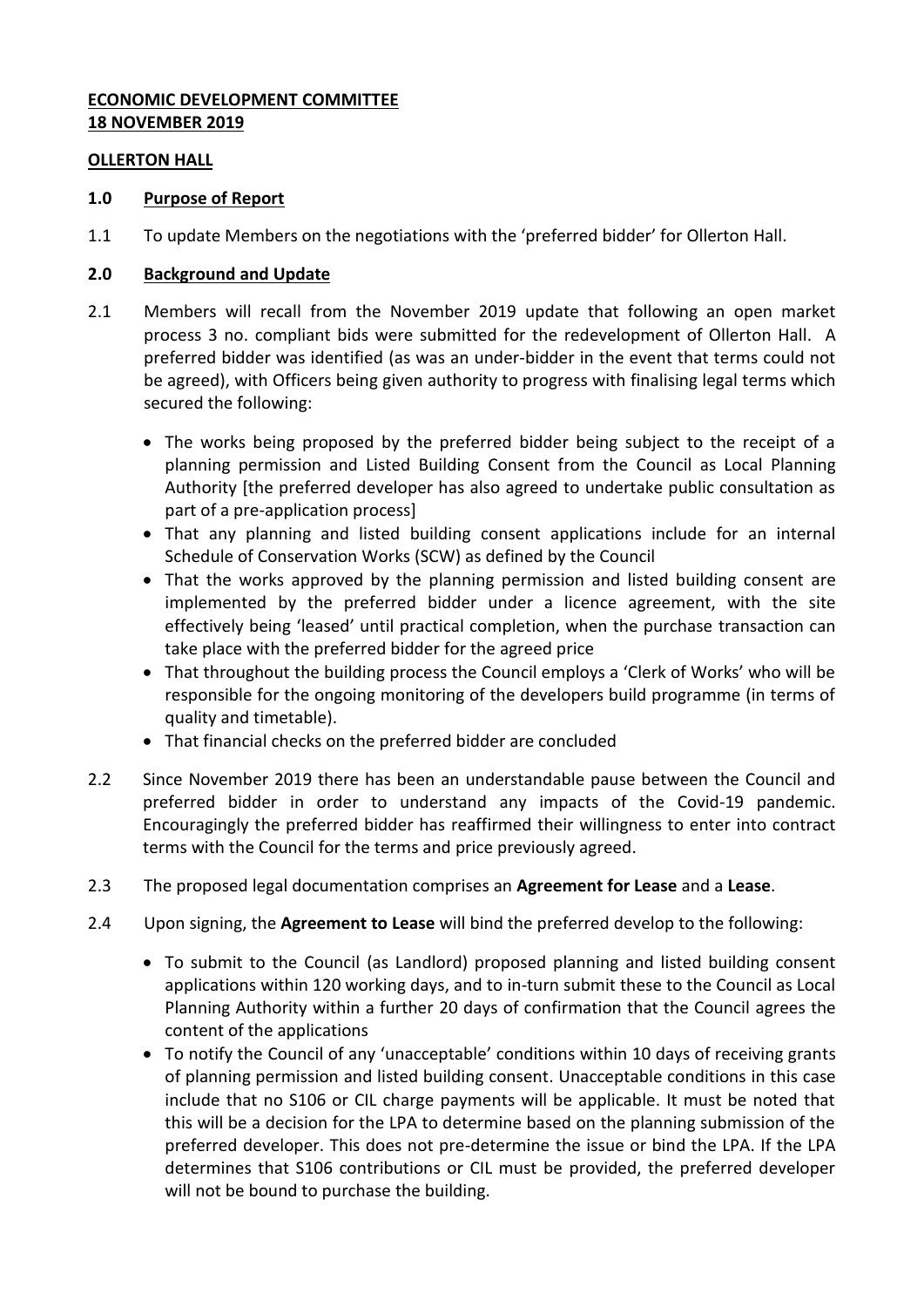**ECONOMIC DEVELOPMENT COMMITTEE**
**18 NOVEMBER 2019**

**OLLERTON HALL**

## 1.0 Purpose of Report

1.1 To update Members on the negotiations with the 'preferred bidder' for Ollerton Hall.

## 2.0 Background and Update

2.1 Members will recall from the November 2019 update that following an open market process 3 no. compliant bids were submitted for the redevelopment of Ollerton Hall. A preferred bidder was identified (as was an under-bidder in the event that terms could not be agreed), with Officers being given authority to progress with finalising legal terms which secured the following:

- The works being proposed by the preferred bidder being subject to the receipt of a planning permission and Listed Building Consent from the Council as Local Planning Authority [the preferred developer has also agreed to undertake public consultation as part of a pre-application process]
- That any planning and listed building consent applications include for an internal Schedule of Conservation Works (SCW) as defined by the Council
- That the works approved by the planning permission and listed building consent are implemented by the preferred bidder under a licence agreement, with the site effectively being 'leased' until practical completion, when the purchase transaction can take place with the preferred bidder for the agreed price
- That throughout the building process the Council employs a 'Clerk of Works' who will be responsible for the ongoing monitoring of the developers build programme (in terms of quality and timetable).
- That financial checks on the preferred bidder are concluded

2.2 Since November 2019 there has been an understandable pause between the Council and preferred bidder in order to understand any impacts of the Covid-19 pandemic. Encouragingly the preferred bidder has reaffirmed their willingness to enter into contract terms with the Council for the terms and price previously agreed.

2.3 The proposed legal documentation comprises an **Agreement for Lease** and a **Lease**.

2.4 Upon signing, the **Agreement to Lease** will bind the preferred develop to the following:

- To submit to the Council (as Landlord) proposed planning and listed building consent applications within 120 working days, and to in-turn submit these to the Council as Local Planning Authority within a further 20 days of confirmation that the Council agrees the content of the applications
- To notify the Council of any 'unacceptable' conditions within 10 days of receiving grants of planning permission and listed building consent. Unacceptable conditions in this case include that no S106 or CIL charge payments will be applicable. It must be noted that this will be a decision for the LPA to determine based on the planning submission of the preferred developer. This does not pre-determine the issue or bind the LPA. If the LPA determines that S106 contributions or CIL must be provided, the preferred developer will not be bound to purchase the building.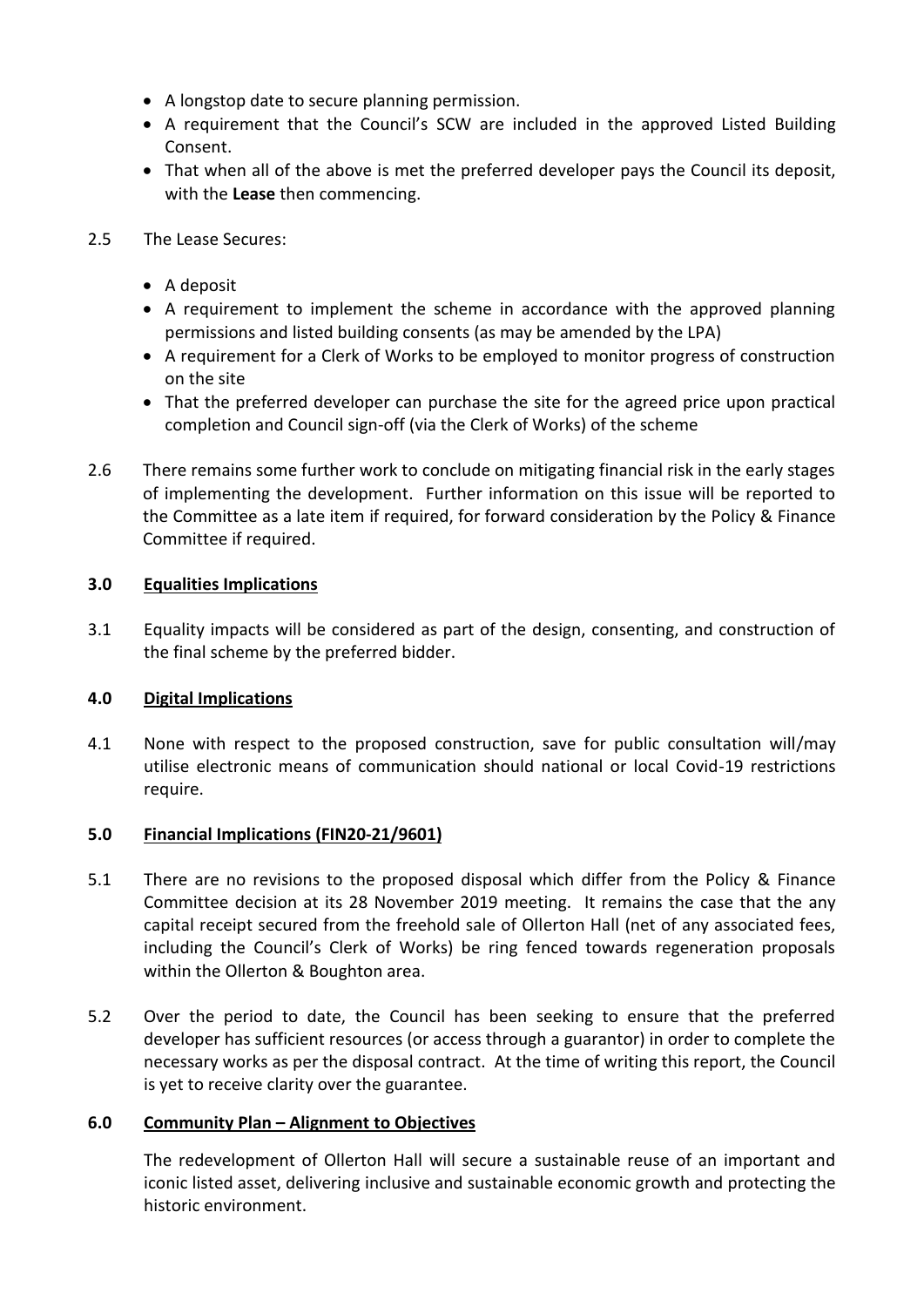- A longstop date to secure planning permission.
- A requirement that the Council's SCW are included in the approved Listed Building Consent.
- That when all of the above is met the preferred developer pays the Council its deposit, with the **Lease** then commencing.

2.5 The Lease Secures:

- A deposit
- A requirement to implement the scheme in accordance with the approved planning permissions and listed building consents (as may be amended by the LPA)
- A requirement for a Clerk of Works to be employed to monitor progress of construction on the site
- That the preferred developer can purchase the site for the agreed price upon practical completion and Council sign-off (via the Clerk of Works) of the scheme

2.6 There remains some further work to conclude on mitigating financial risk in the early stages of implementing the development. Further information on this issue will be reported to the Committee as a late item if required, for forward consideration by the Policy & Finance Committee if required.

## 3.0 Equalities Implications

3.1 Equality impacts will be considered as part of the design, consenting, and construction of the final scheme by the preferred bidder.

## 4.0 Digital Implications

4.1 None with respect to the proposed construction, save for public consultation will/may utilise electronic means of communication should national or local Covid-19 restrictions require.

## 5.0 Financial Implications (FIN20-21/9601)

5.1 There are no revisions to the proposed disposal which differ from the Policy & Finance Committee decision at its 28 November 2019 meeting. It remains the case that the any capital receipt secured from the freehold sale of Ollerton Hall (net of any associated fees, including the Council's Clerk of Works) be ring fenced towards regeneration proposals within the Ollerton & Boughton area.

5.2 Over the period to date, the Council has been seeking to ensure that the preferred developer has sufficient resources (or access through a guarantor) in order to complete the necessary works as per the disposal contract. At the time of writing this report, the Council is yet to receive clarity over the guarantee.

## 6.0 Community Plan – Alignment to Objectives

The redevelopment of Ollerton Hall will secure a sustainable reuse of an important and iconic listed asset, delivering inclusive and sustainable economic growth and protecting the historic environment.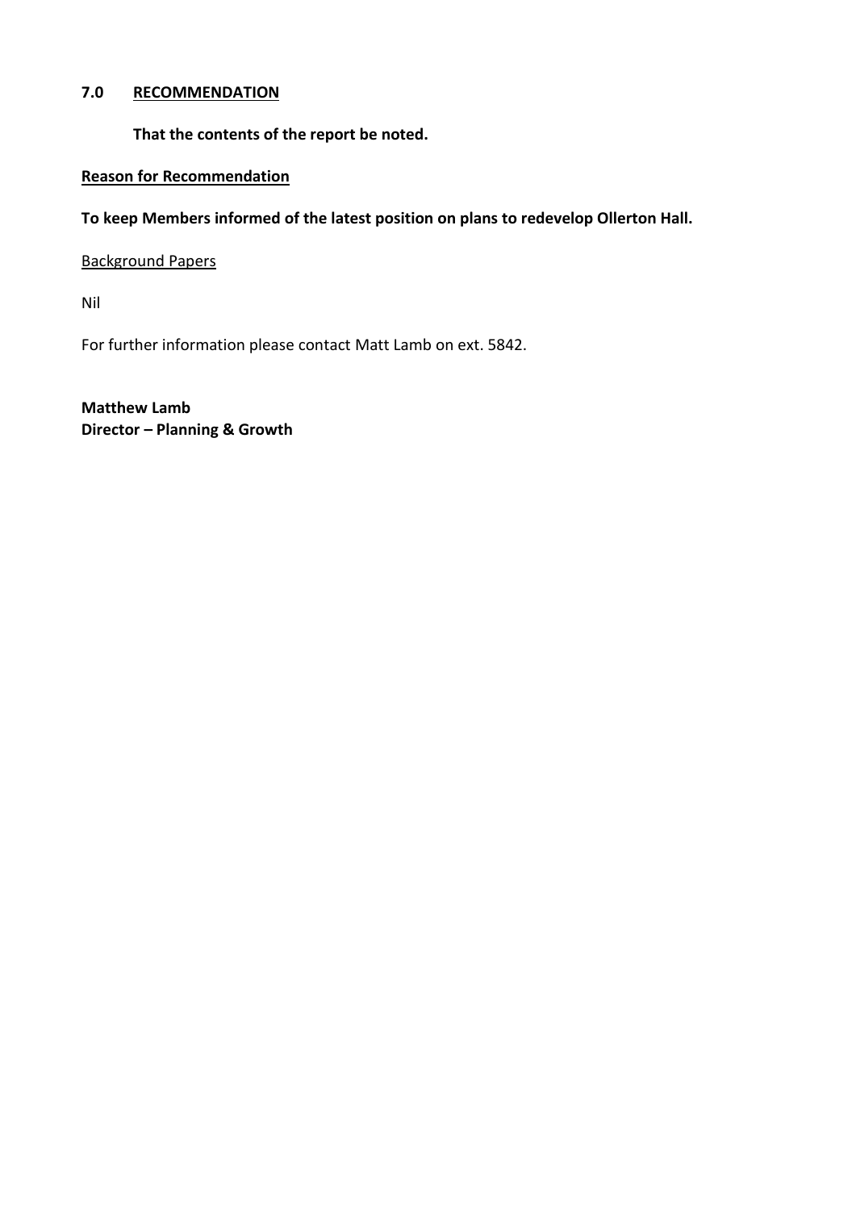## 7.0 RECOMMENDATION

**That the contents of the report be noted.**

**Reason for Recommendation**

**To keep Members informed of the latest position on plans to redevelop Ollerton Hall.**

Background Papers

Nil

For further information please contact Matt Lamb on ext. 5842.

**Matthew Lamb**
**Director – Planning & Growth**